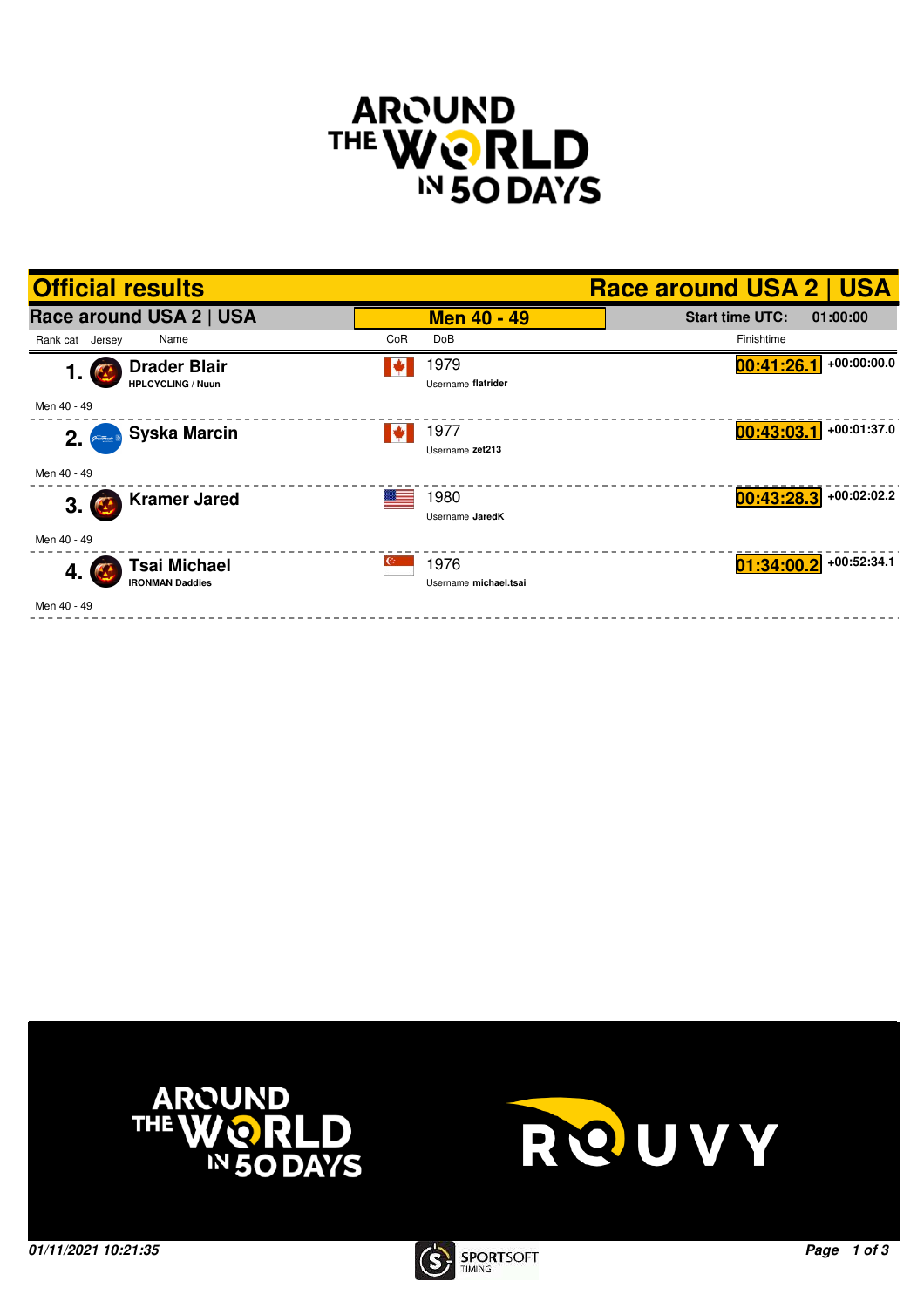# AROUND THE WORLD IN 50 DAYS

## Official results — Race around USA 2 | USA

### Race around USA 2 | USA — Men 40 - 49

Start time UTC: 01:00:00

| Rank cat | Jersey | Name | CoR | DoB | Finishtime | |
|---|---|---|---|---|---|---|
| 1. | | **Drader Blair** HPLCYCLING / Nuun | | 1979 Username **flatrider** | 00:41:26.1 | +00:00:00.0 |
| Men 40 - 49 | | | | | | |
| 2. | | **Syska Marcin** | | 1977 Username **zet213** | 00:43:03.1 | +00:01:37.0 |
| Men 40 - 49 | | | | | | |
| 3. | | **Kramer Jared** | | 1980 Username **JaredK** | 00:43:28.3 | +00:02:02.2 |
| Men 40 - 49 | | | | | | |
| 4. | | **Tsai Michael** IRONMAN Daddies | | 1976 Username **michael.tsai** | 01:34:00.2 | +00:52:34.1 |
| Men 40 - 49 | | | | | | |

AROUND THE WORLD IN 50 DAYS — ROUVY

*01/11/2021 10:21:35*

SPORTSOFT TIMING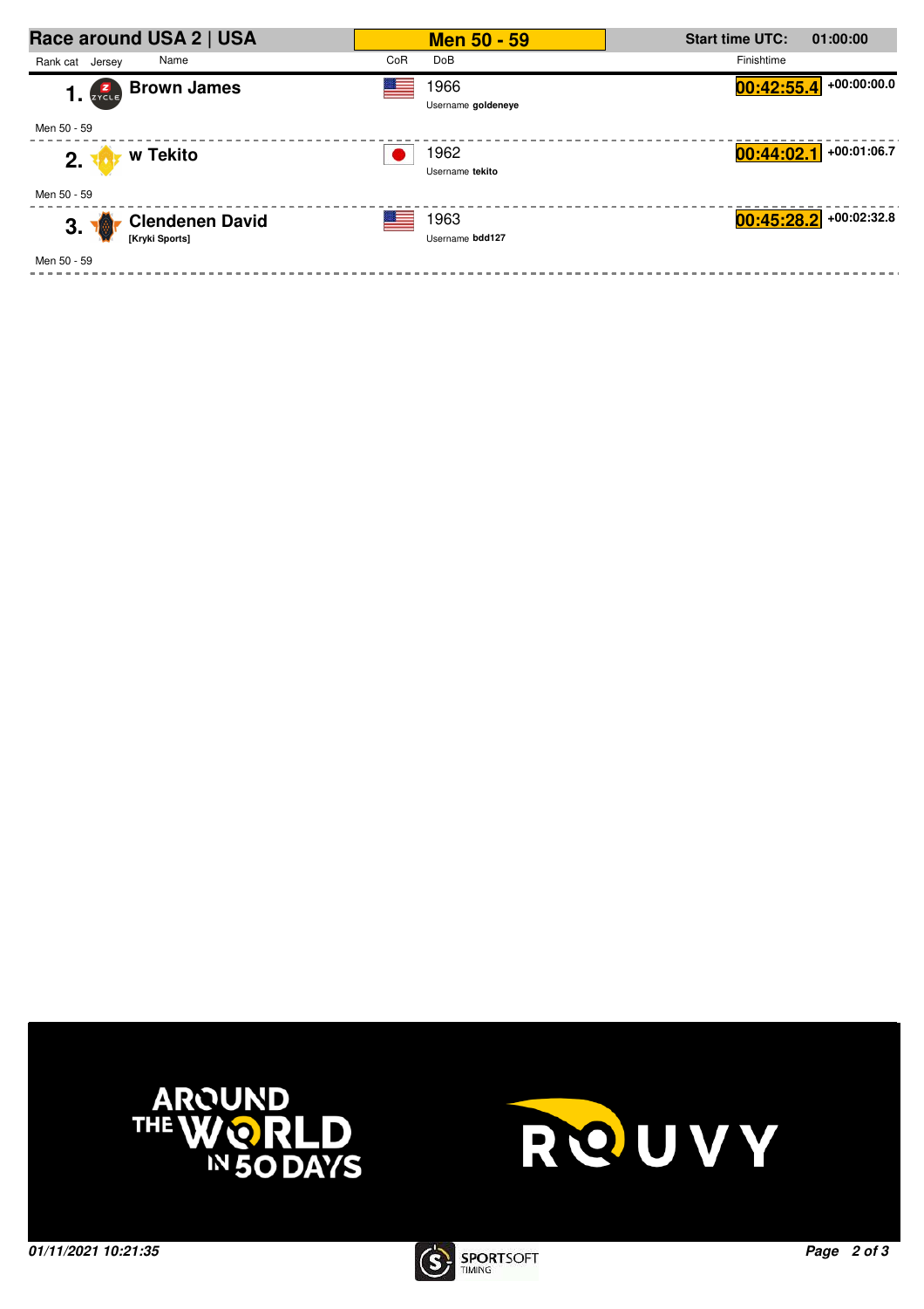## Race around USA 2 | USA

**Men 50 - 59**

**Start time UTC:** 01:00:00

| Rank cat | Jersey | Name | CoR | DoB | Finishtime | |
|---|---|---|---|---|---|---|
| 1. | | **Brown James** | USA | 1966<br>Username **goldeneye** | **00:42:55.4** | +00:00:00.0 |
| Men 50 - 59 | | | | | | |
| 2. | | **w Tekito** | JPN | 1962<br>Username **tekito** | **00:44:02.1** | +00:01:06.7 |
| Men 50 - 59 | | | | | | |
| 3. | | **Clendenen David**<br>[Kryki Sports] | USA | 1963<br>Username **bdd127** | **00:45:28.2** | +00:02:32.8 |
| Men 50 - 59 | | | | | | |

AROUND THE WORLD IN 50 DAYS

ROUVY

*01/11/2021 10:21:35*

SPORTSOFT TIMING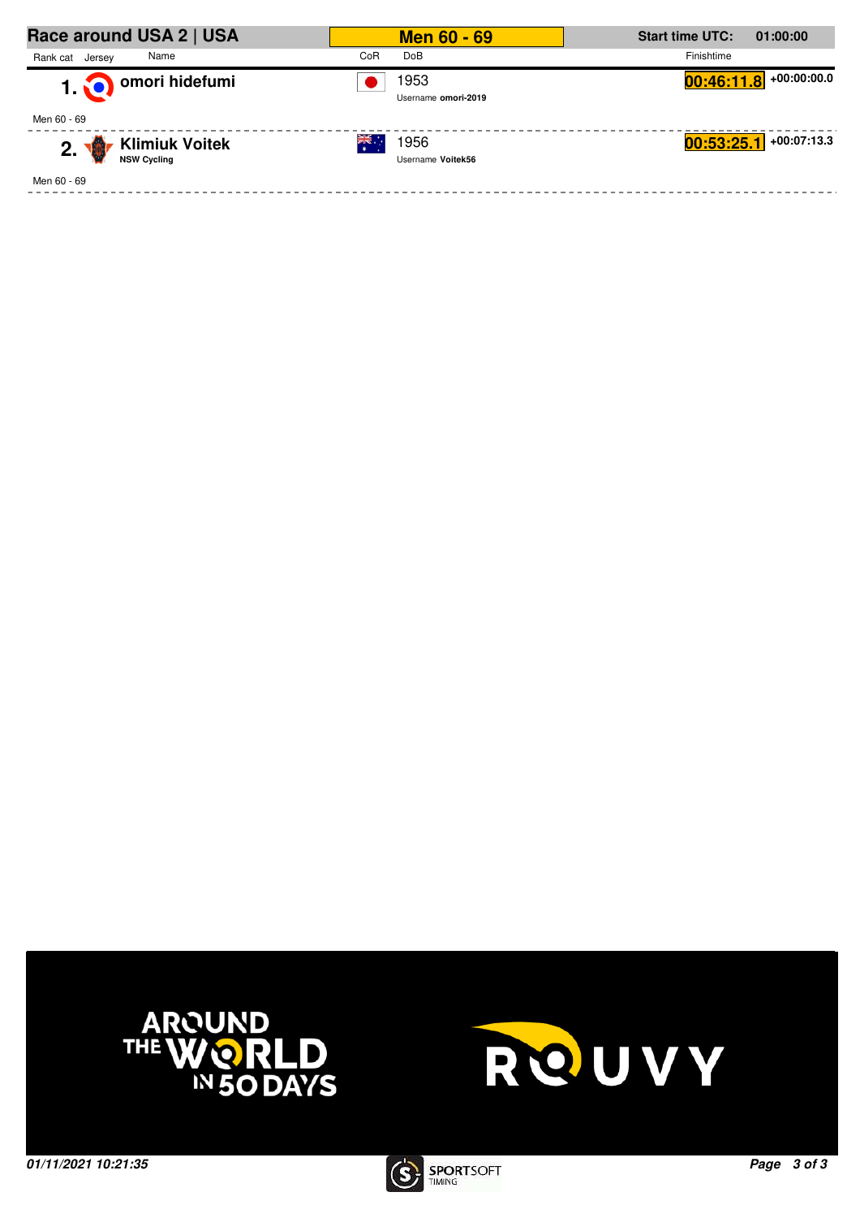## Race around USA 2 | USA

**Men 60 - 69**

**Start time UTC:** 01:00:00

| Rank cat | Jersey | Name | CoR | DoB | Finishtime | |
|---|---|---|---|---|---|---|
| **1.** | | **omori hidefumi** | | 1953<br>Username **omori-2019** | **00:46:11.8** | **+00:00:00.0** |
| Men 60 - 69 | | | | | | |
| **2.** | | **Klimiuk Voitek**<br>**NSW Cycling** | | 1956<br>Username **Voitek56** | **00:53:25.1** | **+00:07:13.3** |
| Men 60 - 69 | | | | | | |

AROUND THE WORLD IN 50 DAYS

ROUVY

***01/11/2021 10:21:35***

SPORTSOFT TIMING